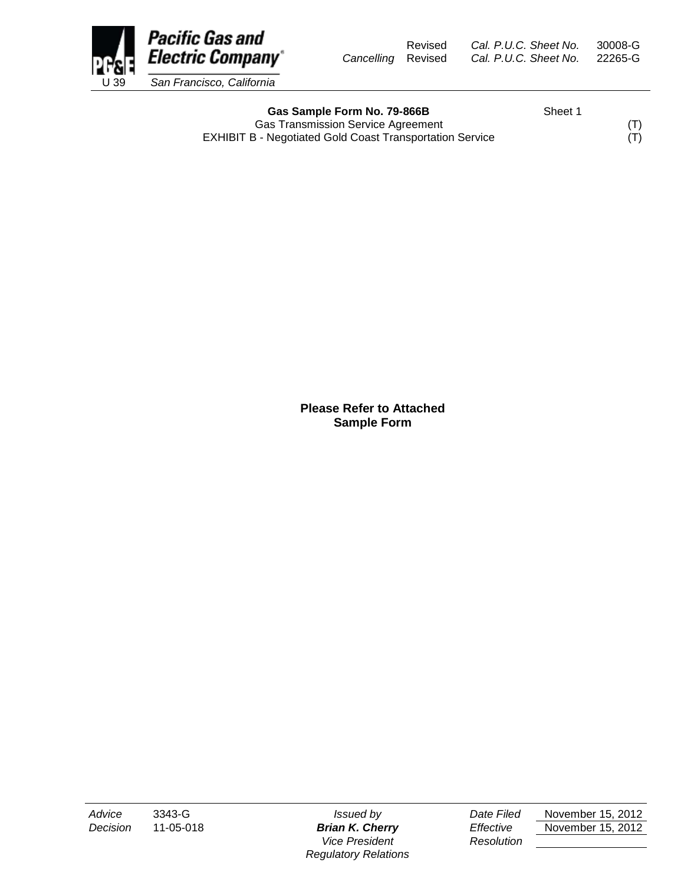Pacific Gas and Electric Company
U 39 San Francisco, California

| | | | |
|---|---|---|---|
| | Revised | Cal. P.U.C. Sheet No. | 30008-G |
| Cancelling | Revised | Cal. P.U.C. Sheet No. | 22265-G |

**Gas Sample Form No. 79-866B** Sheet 1

Gas Transmission Service Agreement (T)

EXHIBIT B - Negotiated Gold Coast Transportation Service (T)

**Please Refer to Attached Sample Form**

| | | | | |
|---|---|---|---|---|
| *Advice* 3343-G | *Issued by* | *Date Filed* | November 15, 2012 |
| *Decision* 11-05-018 | ***Brian K. Cherry*** | *Effective* | November 15, 2012 |
| | *Vice President* | *Resolution* | |
| | *Regulatory Relations* | | |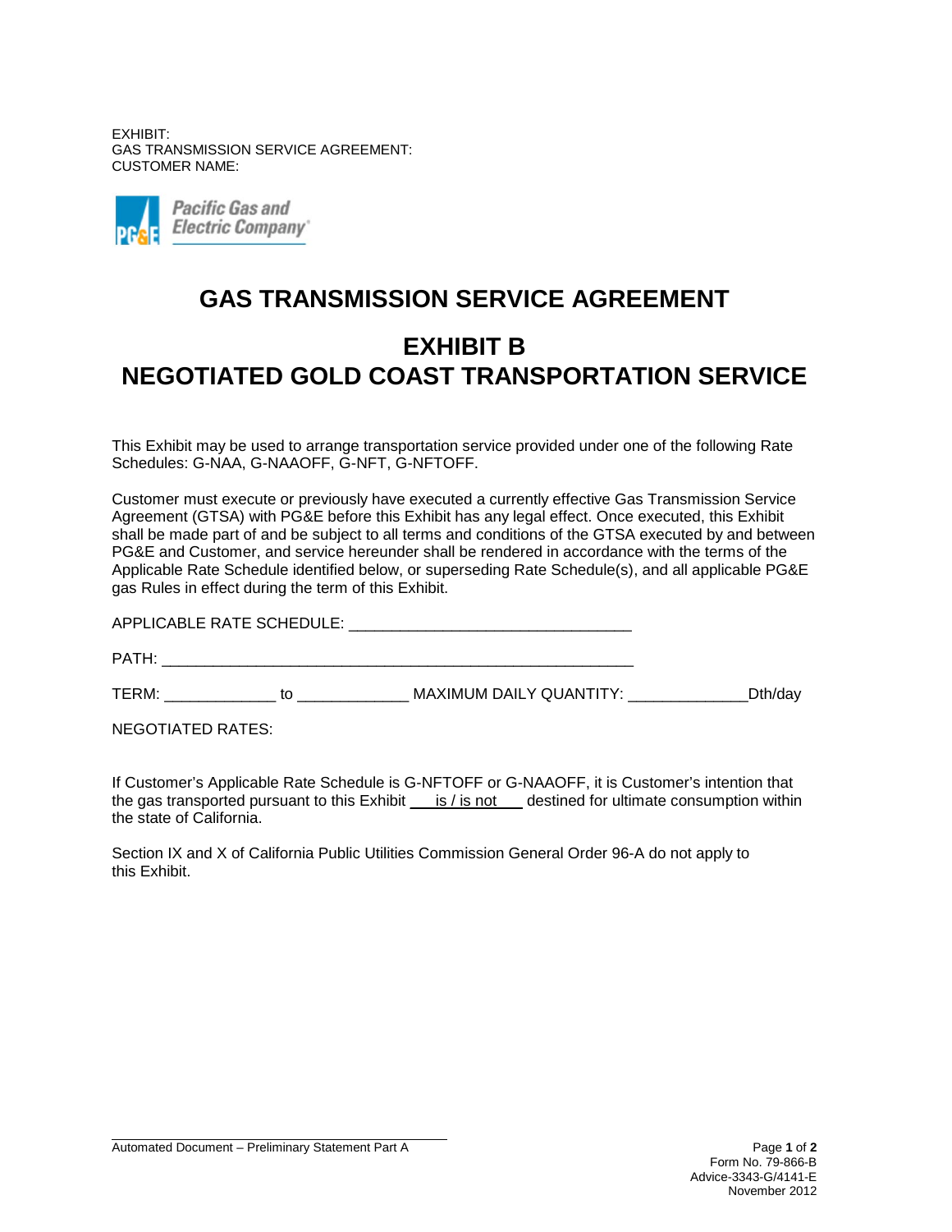EXHIBIT:
GAS TRANSMISSION SERVICE AGREEMENT:
CUSTOMER NAME:

Pacific Gas and Electric Company

# GAS TRANSMISSION SERVICE AGREEMENT

# EXHIBIT B
# NEGOTIATED GOLD COAST TRANSPORTATION SERVICE

This Exhibit may be used to arrange transportation service provided under one of the following Rate Schedules: G-NAA, G-NAAOFF, G-NFT, G-NFTOFF.

Customer must execute or previously have executed a currently effective Gas Transmission Service Agreement (GTSA) with PG&E before this Exhibit has any legal effect. Once executed, this Exhibit shall be made part of and be subject to all terms and conditions of the GTSA executed by and between PG&E and Customer, and service hereunder shall be rendered in accordance with the terms of the Applicable Rate Schedule identified below, or superseding Rate Schedule(s), and all applicable PG&E gas Rules in effect during the term of this Exhibit.

APPLICABLE RATE SCHEDULE: ________________________________

PATH: ______________________________________________________

TERM: ____________ to ____________ MAXIMUM DAILY QUANTITY: _____________Dth/day

NEGOTIATED RATES:

If Customer's Applicable Rate Schedule is G-NFTOFF or G-NAAOFF, it is Customer's intention that the gas transported pursuant to this Exhibit ___is / is not___ destined for ultimate consumption within the state of California.

Section IX and X of California Public Utilities Commission General Order 96-A do not apply to this Exhibit.

Automated Document – Preliminary Statement Part A

Form No. 79-866-B
Advice-3343-G/4141-E
November 2012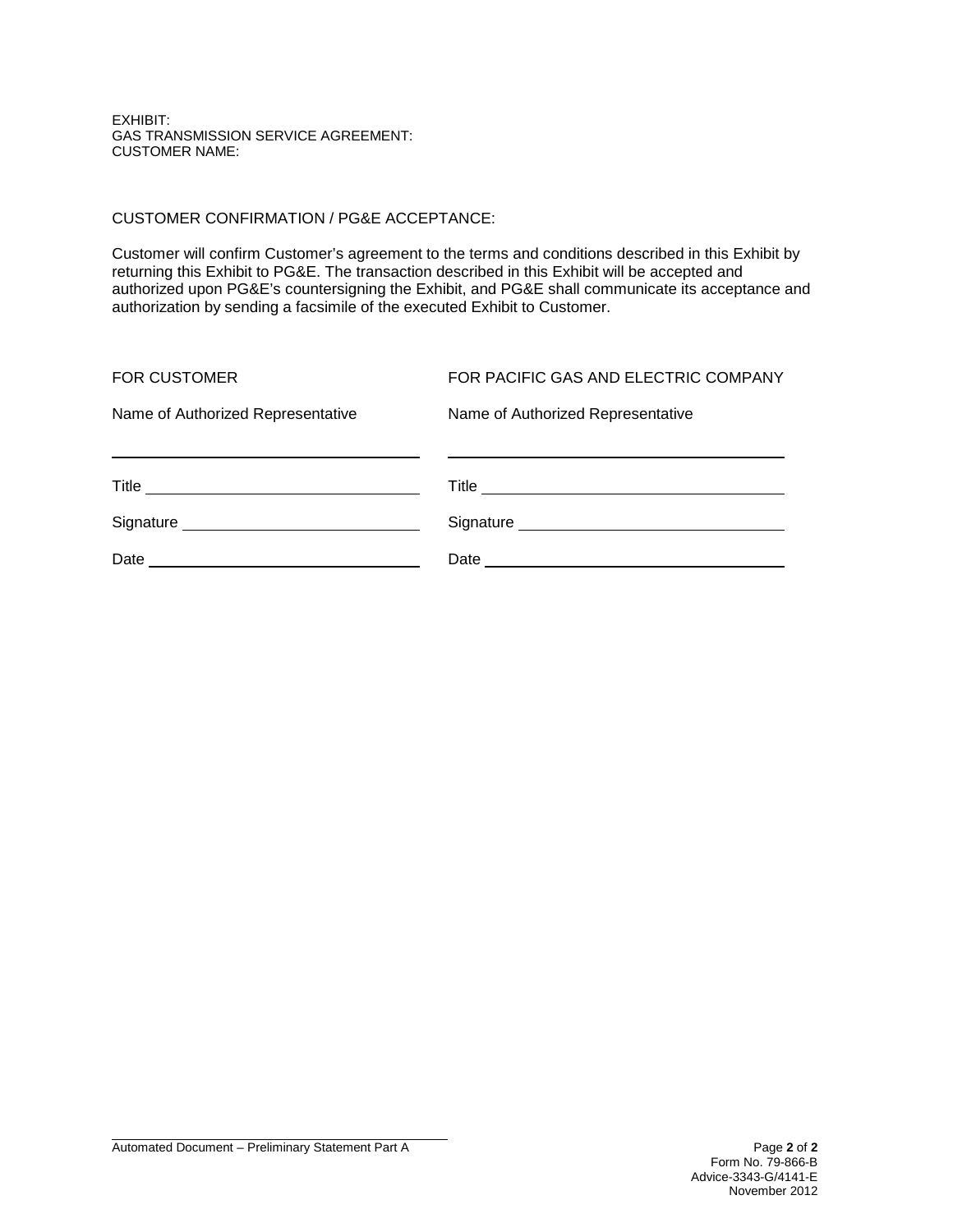EXHIBIT:
GAS TRANSMISSION SERVICE AGREEMENT:
CUSTOMER NAME:

CUSTOMER CONFIRMATION / PG&E ACCEPTANCE:

Customer will confirm Customer's agreement to the terms and conditions described in this Exhibit by returning this Exhibit to PG&E. The transaction described in this Exhibit will be accepted and authorized upon PG&E's countersigning the Exhibit, and PG&E shall communicate its acceptance and authorization by sending a facsimile of the executed Exhibit to Customer.

| FOR CUSTOMER | FOR PACIFIC GAS AND ELECTRIC COMPANY |
|---|---|
| Name of Authorized Representative | Name of Authorized Representative |
| \_\_\_\_\_\_\_\_\_\_\_\_\_\_\_\_\_\_\_\_ | \_\_\_\_\_\_\_\_\_\_\_\_\_\_\_\_\_\_\_\_ |
| Title \_\_\_\_\_\_\_\_\_\_\_\_\_\_\_\_ | Title \_\_\_\_\_\_\_\_\_\_\_\_\_\_\_\_ |
| Signature \_\_\_\_\_\_\_\_\_\_\_\_\_\_ | Signature \_\_\_\_\_\_\_\_\_\_\_\_\_\_ |
| Date \_\_\_\_\_\_\_\_\_\_\_\_\_\_\_\_ | Date \_\_\_\_\_\_\_\_\_\_\_\_\_\_\_\_ |

Automated Document – Preliminary Statement Part A

Form No. 79-866-B
Advice-3343-G/4141-E
November 2012